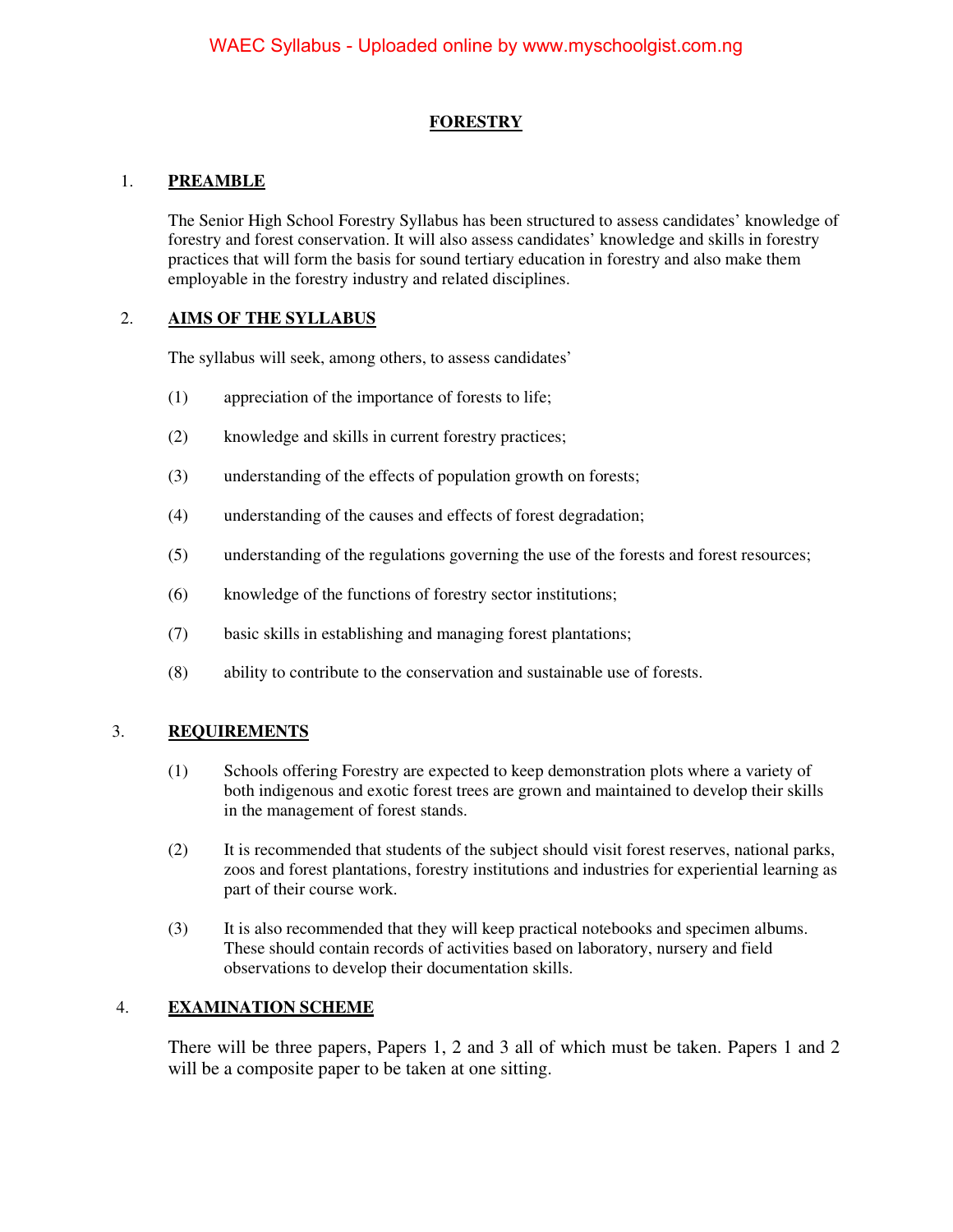# FORESTRY

## 1. PREAMBLE

The Senior High School Forestry Syllabus has been structured to assess candidates' knowledge of forestry and forest conservation. It will also assess candidates' knowledge and skills in forestry practices that will form the basis for sound tertiary education in forestry and also make them employable in the forestry industry and related disciplines.

## 2. AIMS OF THE SYLLABUS

The syllabus will seek, among others, to assess candidates'

(1) appreciation of the importance of forests to life;

(2) knowledge and skills in current forestry practices;

(3) understanding of the effects of population growth on forests;

(4) understanding of the causes and effects of forest degradation;

(5) understanding of the regulations governing the use of the forests and forest resources;

(6) knowledge of the functions of forestry sector institutions;

(7) basic skills in establishing and managing forest plantations;

(8) ability to contribute to the conservation and sustainable use of forests.

## 3. REQUIREMENTS

(1) Schools offering Forestry are expected to keep demonstration plots where a variety of both indigenous and exotic forest trees are grown and maintained to develop their skills in the management of forest stands.

(2) It is recommended that students of the subject should visit forest reserves, national parks, zoos and forest plantations, forestry institutions and industries for experiential learning as part of their course work.

(3) It is also recommended that they will keep practical notebooks and specimen albums. These should contain records of activities based on laboratory, nursery and field observations to develop their documentation skills.

## 4. EXAMINATION SCHEME

There will be three papers, Papers 1, 2 and 3 all of which must be taken. Papers 1 and 2 will be a composite paper to be taken at one sitting.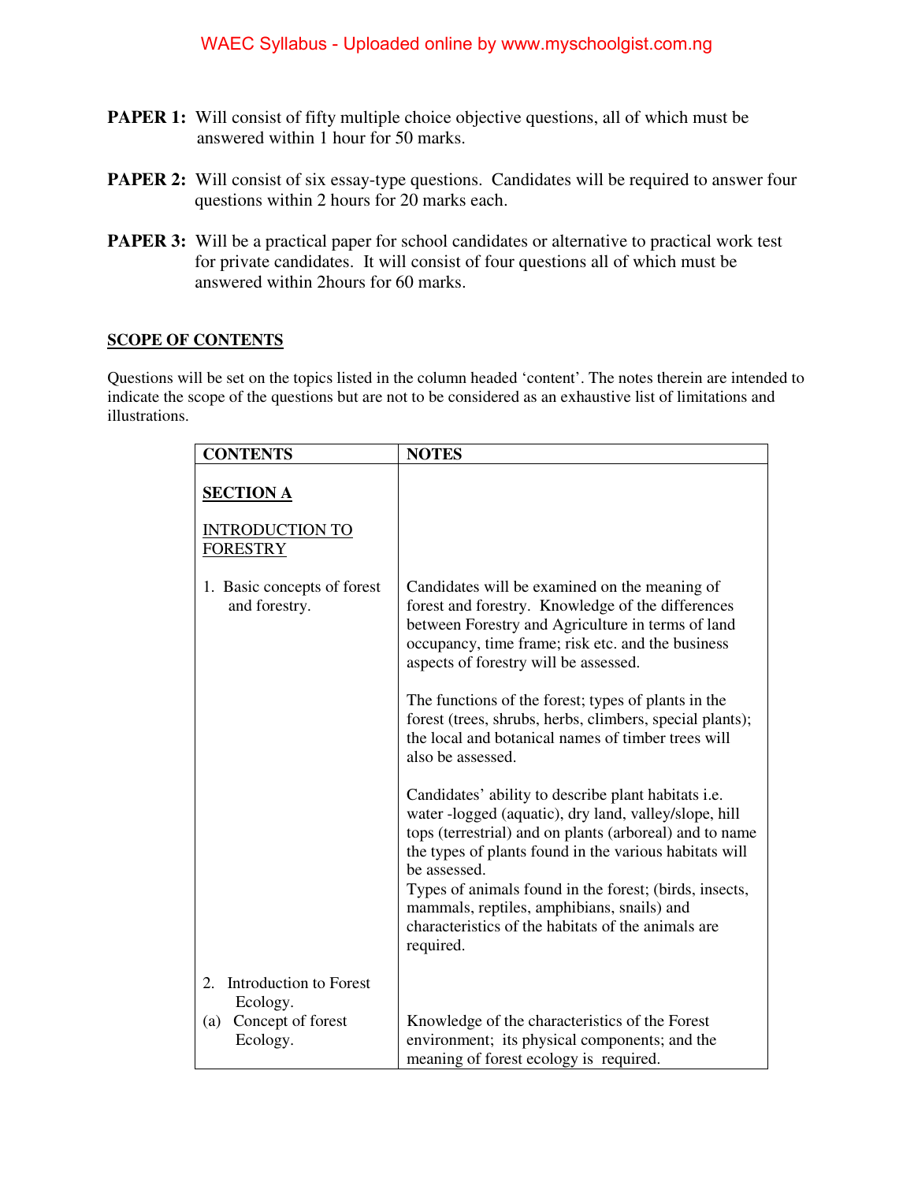**PAPER 1:** Will consist of fifty multiple choice objective questions, all of which must be answered within 1 hour for 50 marks.

**PAPER 2:** Will consist of six essay-type questions. Candidates will be required to answer four questions within 2 hours for 20 marks each.

**PAPER 3:** Will be a practical paper for school candidates or alternative to practical work test for private candidates. It will consist of four questions all of which must be answered within 2hours for 60 marks.

## SCOPE OF CONTENTS

Questions will be set on the topics listed in the column headed 'content'. The notes therein are intended to indicate the scope of the questions but are not to be considered as an exhaustive list of limitations and illustrations.

| CONTENTS | NOTES |
| --- | --- |
| **SECTION A**<br><br>INTRODUCTION TO FORESTRY | |
| 1. Basic concepts of forest and forestry. | Candidates will be examined on the meaning of forest and forestry. Knowledge of the differences between Forestry and Agriculture in terms of land occupancy, time frame; risk etc. and the business aspects of forestry will be assessed.<br><br>The functions of the forest; types of plants in the forest (trees, shrubs, herbs, climbers, special plants); the local and botanical names of timber trees will also be assessed.<br><br>Candidates' ability to describe plant habitats i.e. water -logged (aquatic), dry land, valley/slope, hill tops (terrestrial) and on plants (arboreal) and to name the types of plants found in the various habitats will be assessed.<br>Types of animals found in the forest; (birds, insects, mammals, reptiles, amphibians, snails) and characteristics of the habitats of the animals are required. |
| 2. Introduction to Forest Ecology.<br>(a) Concept of forest Ecology. | <br>Knowledge of the characteristics of the Forest environment; its physical components; and the meaning of forest ecology is required. |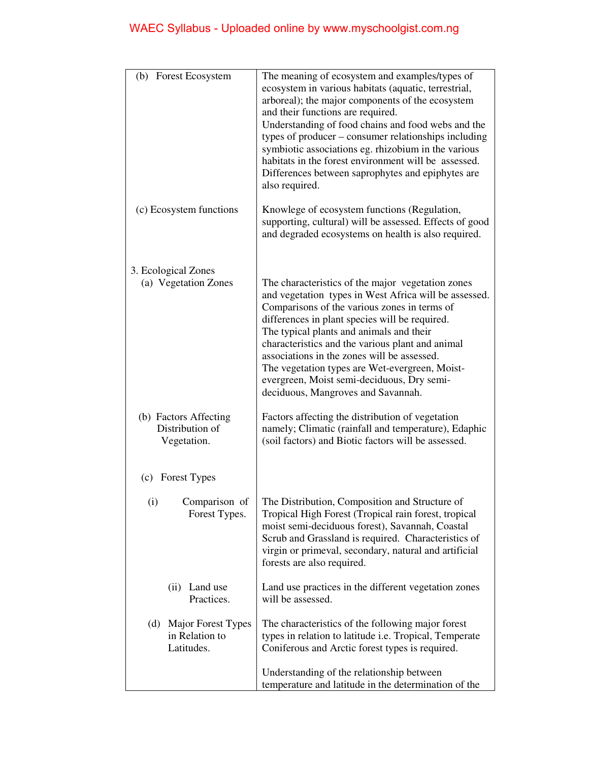| | |
|---|---|
| (b) Forest Ecosystem | The meaning of ecosystem and examples/types of ecosystem in various habitats (aquatic, terrestrial, arboreal); the major components of the ecosystem and their functions are required. Understanding of food chains and food webs and the types of producer – consumer relationships including symbiotic associations eg. rhizobium in the various habitats in the forest environment will be assessed. Differences between saprophytes and epiphytes are also required. |
| (c) Ecosystem functions | Knowlege of ecosystem functions (Regulation, supporting, cultural) will be assessed. Effects of good and degraded ecosystems on health is also required. |
| 3. Ecological Zones<br>(a) Vegetation Zones | The characteristics of the major vegetation zones and vegetation types in West Africa will be assessed. Comparisons of the various zones in terms of differences in plant species will be required. The typical plants and animals and their characteristics and the various plant and animal associations in the zones will be assessed. The vegetation types are Wet-evergreen, Moist-evergreen, Moist semi-deciduous, Dry semi-deciduous, Mangroves and Savannah. |
| (b) Factors Affecting Distribution of Vegetation. | Factors affecting the distribution of vegetation namely; Climatic (rainfall and temperature), Edaphic (soil factors) and Biotic factors will be assessed. |
| (c) Forest Types | |
| (i) Comparison of Forest Types. | The Distribution, Composition and Structure of Tropical High Forest (Tropical rain forest, tropical moist semi-deciduous forest), Savannah, Coastal Scrub and Grassland is required. Characteristics of virgin or primeval, secondary, natural and artificial forests are also required. |
| (ii) Land use Practices. | Land use practices in the different vegetation zones will be assessed. |
| (d) Major Forest Types in Relation to Latitudes. | The characteristics of the following major forest types in relation to latitude i.e. Tropical, Temperate Coniferous and Arctic forest types is required.<br><br>Understanding of the relationship between temperature and latitude in the determination of the |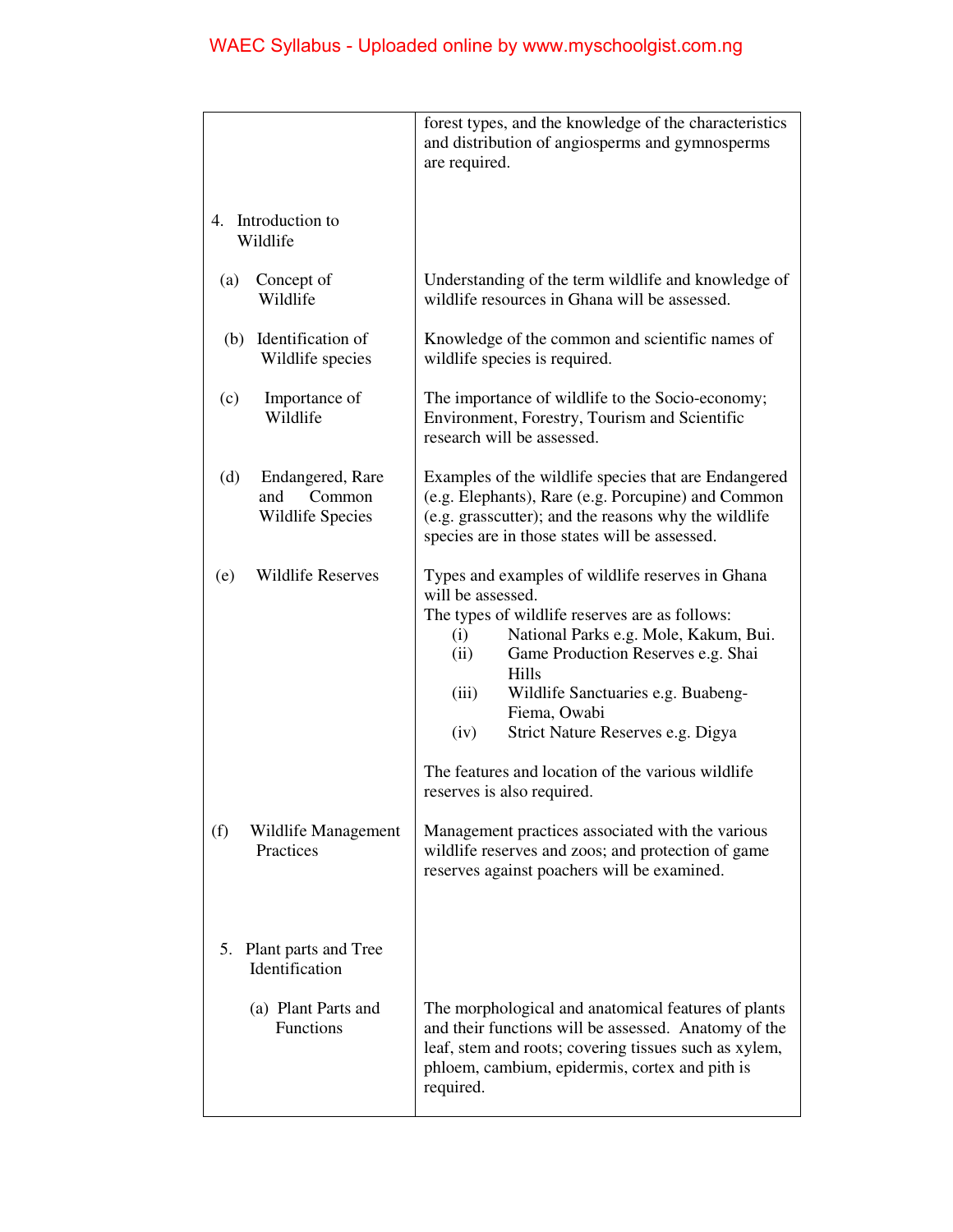| | |
|---|---|
| | forest types, and the knowledge of the characteristics and distribution of angiosperms and gymnosperms are required. |
| 4. Introduction to Wildlife | |
| (a) Concept of Wildlife | Understanding of the term wildlife and knowledge of wildlife resources in Ghana will be assessed. |
| (b) Identification of Wildlife species | Knowledge of the common and scientific names of wildlife species is required. |
| (c) Importance of Wildlife | The importance of wildlife to the Socio-economy; Environment, Forestry, Tourism and Scientific research will be assessed. |
| (d) Endangered, Rare and Common Wildlife Species | Examples of the wildlife species that are Endangered (e.g. Elephants), Rare (e.g. Porcupine) and Common (e.g. grasscutter); and the reasons why the wildlife species are in those states will be assessed. |
| (e) Wildlife Reserves | Types and examples of wildlife reserves in Ghana will be assessed.<br>The types of wildlife reserves are as follows:<br>(i) National Parks e.g. Mole, Kakum, Bui.<br>(ii) Game Production Reserves e.g. Shai Hills<br>(iii) Wildlife Sanctuaries e.g. Buabeng-Fiema, Owabi<br>(iv) Strict Nature Reserves e.g. Digya<br><br>The features and location of the various wildlife reserves is also required. |
| (f) Wildlife Management Practices | Management practices associated with the various wildlife reserves and zoos; and protection of game reserves against poachers will be examined. |
| 5. Plant parts and Tree Identification | |
| (a) Plant Parts and Functions | The morphological and anatomical features of plants and their functions will be assessed. Anatomy of the leaf, stem and roots; covering tissues such as xylem, phloem, cambium, epidermis, cortex and pith is required. |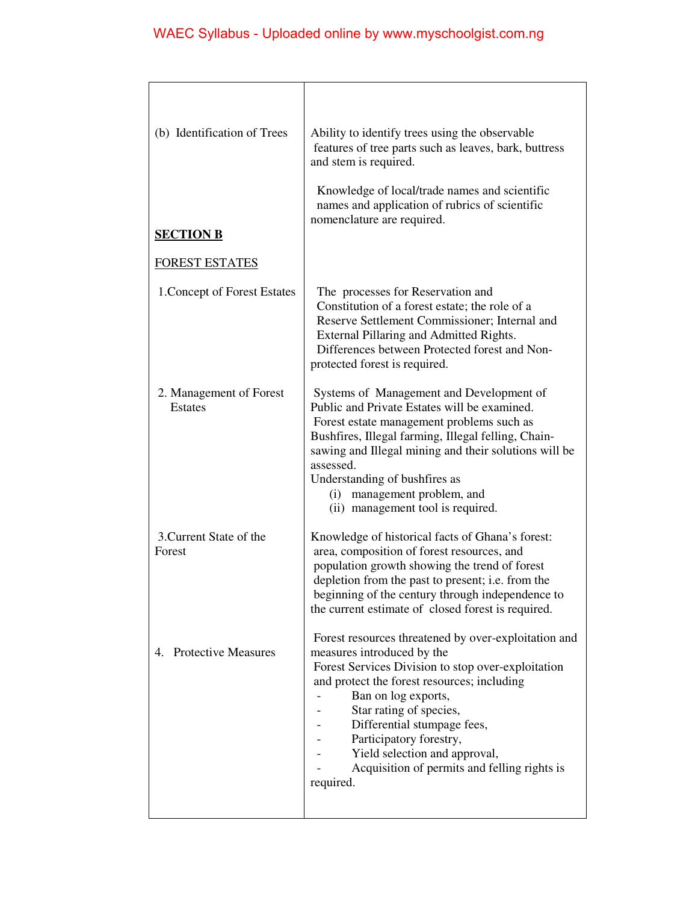| | |
|---|---|
| (b) Identification of Trees | Ability to identify trees using the observable features of tree parts such as leaves, bark, buttress and stem is required.<br><br>Knowledge of local/trade names and scientific names and application of rubrics of scientific nomenclature are required. |
| **SECTION B**<br><br>FOREST ESTATES | |
| 1.Concept of Forest Estates | The processes for Reservation and Constitution of a forest estate; the role of a Reserve Settlement Commissioner; Internal and External Pillaring and Admitted Rights.<br>Differences between Protected forest and Non-protected forest is required. |
| 2. Management of Forest Estates | Systems of Management and Development of Public and Private Estates will be examined.<br>Forest estate management problems such as Bushfires, Illegal farming, Illegal felling, Chain-sawing and Illegal mining and their solutions will be assessed.<br>Understanding of bushfires as<br>(i) management problem, and<br>(ii) management tool is required. |
| 3.Current State of the Forest | Knowledge of historical facts of Ghana's forest: area, composition of forest resources, and population growth showing the trend of forest depletion from the past to present; i.e. from the beginning of the century through independence to the current estimate of closed forest is required. |
| 4. Protective Measures | Forest resources threatened by over-exploitation and measures introduced by the Forest Services Division to stop over-exploitation and protect the forest resources; including<br>- Ban on log exports,<br>- Star rating of species,<br>- Differential stumpage fees,<br>- Participatory forestry,<br>- Yield selection and approval,<br>- Acquisition of permits and felling rights is required. |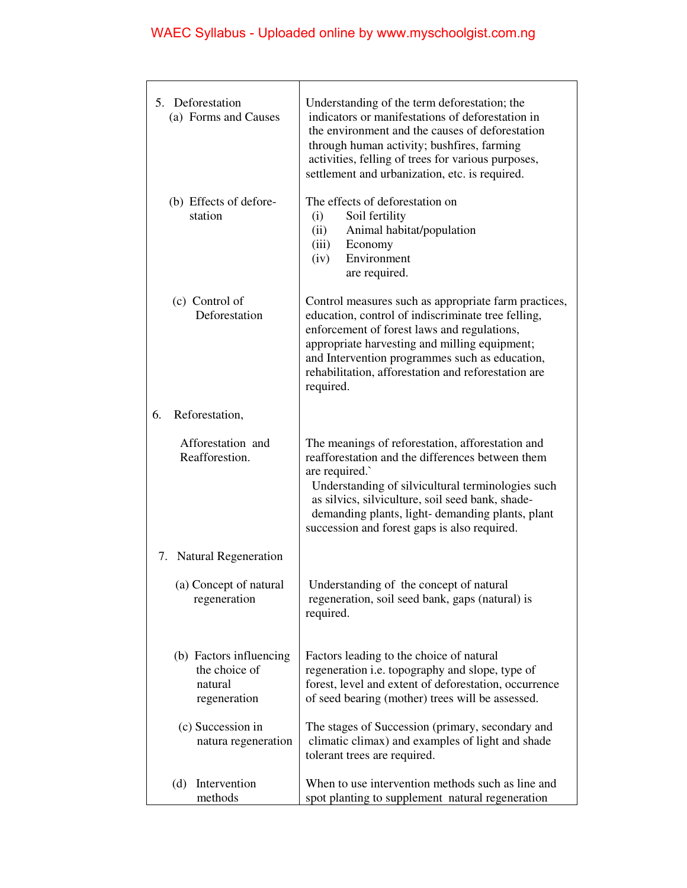| | |
|---|---|
| 5. Deforestation<br>(a) Forms and Causes | Understanding of the term deforestation; the indicators or manifestations of deforestation in the environment and the causes of deforestation through human activity; bushfires, farming activities, felling of trees for various purposes, settlement and urbanization, etc. is required. |
| (b) Effects of deforestation | The effects of deforestation on<br>(i) Soil fertility<br>(ii) Animal habitat/population<br>(iii) Economy<br>(iv) Environment<br>are required. |
| (c) Control of Deforestation | Control measures such as appropriate farm practices, education, control of indiscriminate tree felling, enforcement of forest laws and regulations, appropriate harvesting and milling equipment; and Intervention programmes such as education, rehabilitation, afforestation and reforestation are required. |
| 6. Reforestation, | |
| Afforestation and Reafforestion. | The meanings of reforestation, afforestation and reafforestation and the differences between them are required.`<br>Understanding of silvicultural terminologies such as silvics, silviculture, soil seed bank, shade-demanding plants, light- demanding plants, plant succession and forest gaps is also required. |
| 7. Natural Regeneration | |
| (a) Concept of natural regeneration | Understanding of the concept of natural regeneration, soil seed bank, gaps (natural) is required. |
| (b) Factors influencing the choice of natural regeneration | Factors leading to the choice of natural regeneration i.e. topography and slope, type of forest, level and extent of deforestation, occurrence of seed bearing (mother) trees will be assessed. |
| (c) Succession in natura regeneration | The stages of Succession (primary, secondary and climatic climax) and examples of light and shade tolerant trees are required. |
| (d) Intervention methods | When to use intervention methods such as line and spot planting to supplement natural regeneration |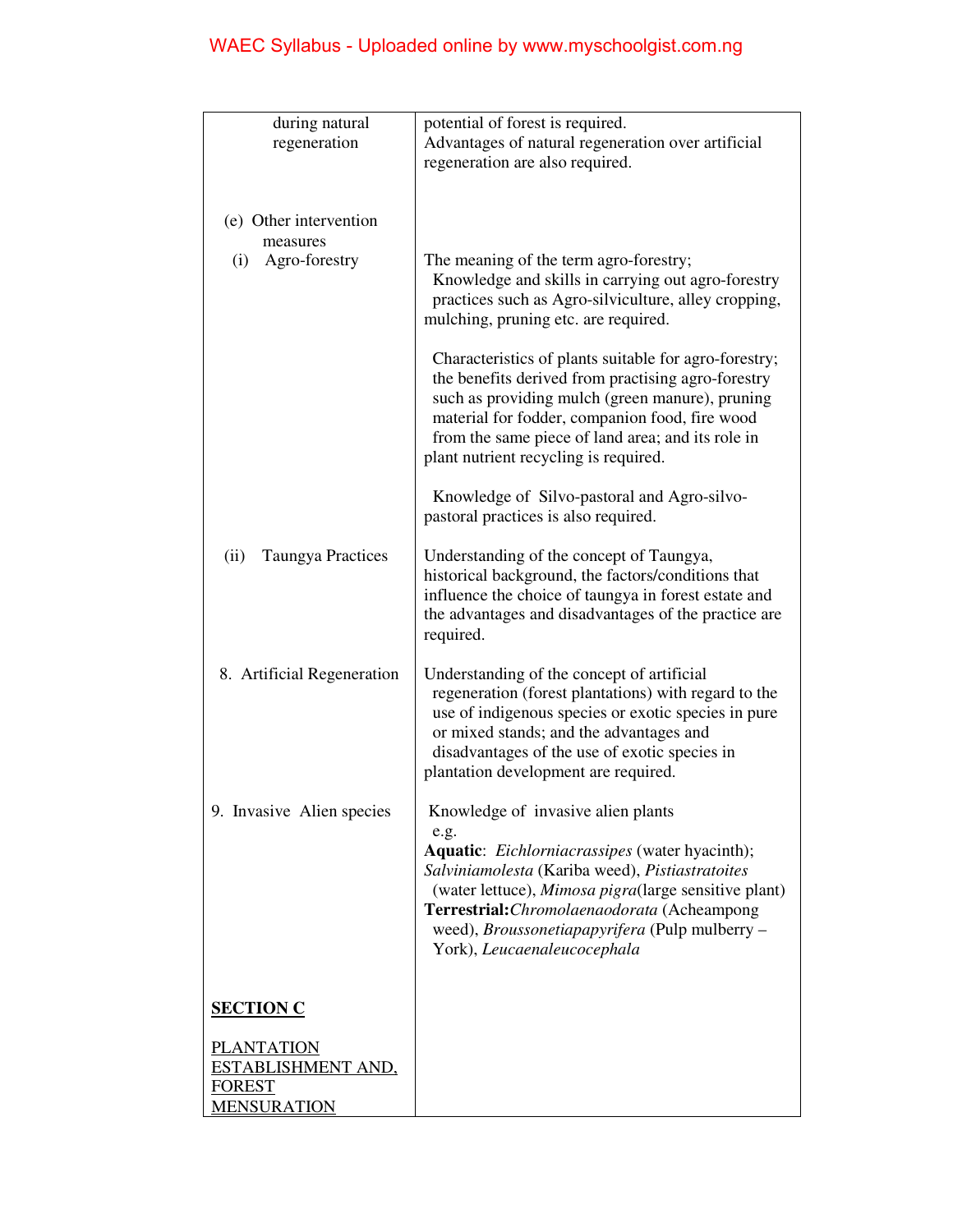| | |
|---|---|
| during natural regeneration | potential of forest is required. Advantages of natural regeneration over artificial regeneration are also required. |
| (e) Other intervention measures | |
| (i) Agro-forestry | The meaning of the term agro-forestry; Knowledge and skills in carrying out agro-forestry practices such as Agro-silviculture, alley cropping, mulching, pruning etc. are required.<br><br>Characteristics of plants suitable for agro-forestry; the benefits derived from practising agro-forestry such as providing mulch (green manure), pruning material for fodder, companion food, fire wood from the same piece of land area; and its role in plant nutrient recycling is required.<br><br>Knowledge of Silvo-pastoral and Agro-silvo-pastoral practices is also required. |
| (ii) Taungya Practices | Understanding of the concept of Taungya, historical background, the factors/conditions that influence the choice of taungya in forest estate and the advantages and disadvantages of the practice are required. |
| 8. Artificial Regeneration | Understanding of the concept of artificial regeneration (forest plantations) with regard to the use of indigenous species or exotic species in pure or mixed stands; and the advantages and disadvantages of the use of exotic species in plantation development are required. |
| 9. Invasive Alien species | Knowledge of invasive alien plants e.g.<br>**Aquatic**: *Eichlorniacrassipes* (water hyacinth); *Salviniamolesta* (Kariba weed), *Pistiastratoites* (water lettuce), *Mimosa pigra*(large sensitive plant)<br>**Terrestrial:***Chromolaenaodorata* (Acheampong weed), *Broussonetiapapyrifera* (Pulp mulberry – York), *Leucaenaleucocephala* |
| **SECTION C**<br><br>PLANTATION ESTABLISHMENT AND, FOREST MENSURATION | |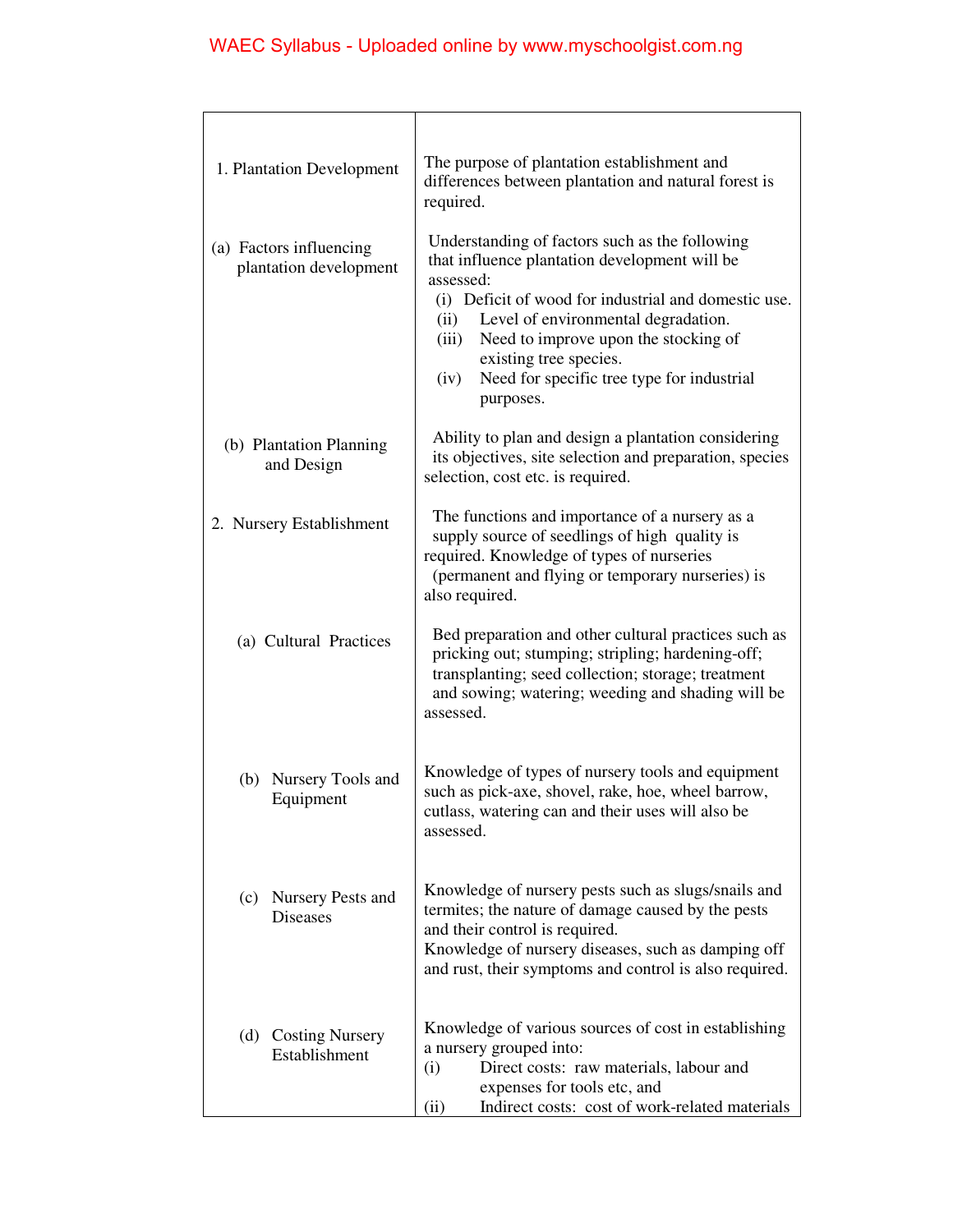| | |
|---|---|
| 1. Plantation Development | The purpose of plantation establishment and differences between plantation and natural forest is required. |
| (a) Factors influencing plantation development | Understanding of factors such as the following that influence plantation development will be assessed:<br>(i) Deficit of wood for industrial and domestic use.<br>(ii) Level of environmental degradation.<br>(iii) Need to improve upon the stocking of existing tree species.<br>(iv) Need for specific tree type for industrial purposes. |
| (b) Plantation Planning and Design | Ability to plan and design a plantation considering its objectives, site selection and preparation, species selection, cost etc. is required. |
| 2. Nursery Establishment | The functions and importance of a nursery as a supply source of seedlings of high quality is required. Knowledge of types of nurseries (permanent and flying or temporary nurseries) is also required. |
| (a) Cultural Practices | Bed preparation and other cultural practices such as pricking out; stumping; stripling; hardening-off; transplanting; seed collection; storage; treatment and sowing; watering; weeding and shading will be assessed. |
| (b) Nursery Tools and Equipment | Knowledge of types of nursery tools and equipment such as pick-axe, shovel, rake, hoe, wheel barrow, cutlass, watering can and their uses will also be assessed. |
| (c) Nursery Pests and Diseases | Knowledge of nursery pests such as slugs/snails and termites; the nature of damage caused by the pests and their control is required.<br>Knowledge of nursery diseases, such as damping off and rust, their symptoms and control is also required. |
| (d) Costing Nursery Establishment | Knowledge of various sources of cost in establishing a nursery grouped into:<br>(i) Direct costs: raw materials, labour and expenses for tools etc, and<br>(ii) Indirect costs: cost of work-related materials |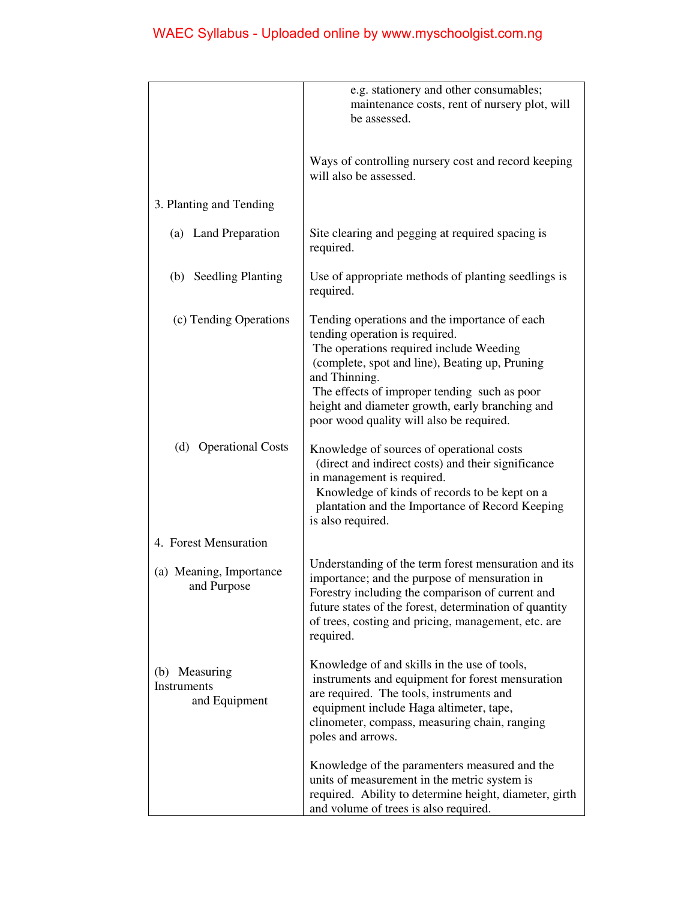| | |
|---|---|
| | e.g. stationery and other consumables; maintenance costs, rent of nursery plot, will be assessed.<br><br>Ways of controlling nursery cost and record keeping will also be assessed. |
| 3. Planting and Tending | |
| (a) Land Preparation | Site clearing and pegging at required spacing is required. |
| (b) Seedling Planting | Use of appropriate methods of planting seedlings is required. |
| (c) Tending Operations | Tending operations and the importance of each tending operation is required.<br>The operations required include Weeding (complete, spot and line), Beating up, Pruning and Thinning.<br>The effects of improper tending such as poor height and diameter growth, early branching and poor wood quality will also be required. |
| (d) Operational Costs | Knowledge of sources of operational costs (direct and indirect costs) and their significance in management is required.<br>Knowledge of kinds of records to be kept on a plantation and the Importance of Record Keeping is also required. |
| 4. Forest Mensuration | |
| (a) Meaning, Importance and Purpose | Understanding of the term forest mensuration and its importance; and the purpose of mensuration in Forestry including the comparison of current and future states of the forest, determination of quantity of trees, costing and pricing, management, etc. are required. |
| (b) Measuring Instruments and Equipment | Knowledge of and skills in the use of tools, instruments and equipment for forest mensuration are required. The tools, instruments and equipment include Haga altimeter, tape, clinometer, compass, measuring chain, ranging poles and arrows.<br><br>Knowledge of the paramenters measured and the units of measurement in the metric system is required. Ability to determine height, diameter, girth and volume of trees is also required. |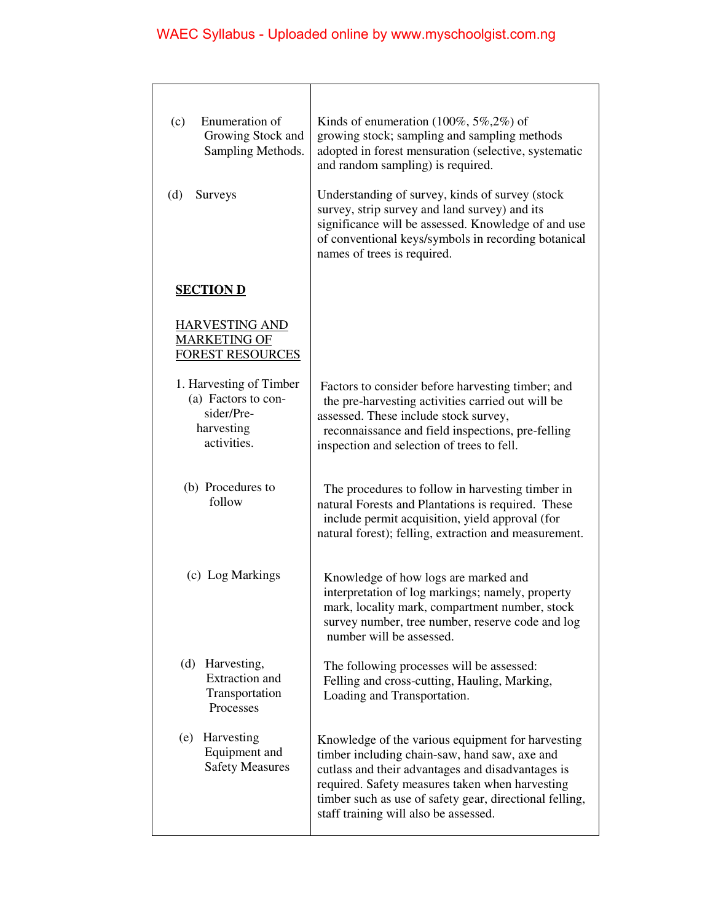| | |
|---|---|
| (c) Enumeration of Growing Stock and Sampling Methods. | Kinds of enumeration (100%, 5%,2%) of growing stock; sampling and sampling methods adopted in forest mensuration (selective, systematic and random sampling) is required. |
| (d) Surveys | Understanding of survey, kinds of survey (stock survey, strip survey and land survey) and its significance will be assessed. Knowledge of and use of conventional keys/symbols in recording botanical names of trees is required. |
| **SECTION D** | |
| HARVESTING AND MARKETING OF FOREST RESOURCES | |
| 1. Harvesting of Timber (a) Factors to consider/Pre-harvesting activities. | Factors to consider before harvesting timber; and the pre-harvesting activities carried out will be assessed. These include stock survey, reconnaissance and field inspections, pre-felling inspection and selection of trees to fell. |
| (b) Procedures to follow | The procedures to follow in harvesting timber in natural Forests and Plantations is required. These include permit acquisition, yield approval (for natural forest); felling, extraction and measurement. |
| (c) Log Markings | Knowledge of how logs are marked and interpretation of log markings; namely, property mark, locality mark, compartment number, stock survey number, tree number, reserve code and log number will be assessed. |
| (d) Harvesting, Extraction and Transportation Processes | The following processes will be assessed: Felling and cross-cutting, Hauling, Marking, Loading and Transportation. |
| (e) Harvesting Equipment and Safety Measures | Knowledge of the various equipment for harvesting timber including chain-saw, hand saw, axe and cutlass and their advantages and disadvantages is required. Safety measures taken when harvesting timber such as use of safety gear, directional felling, staff training will also be assessed. |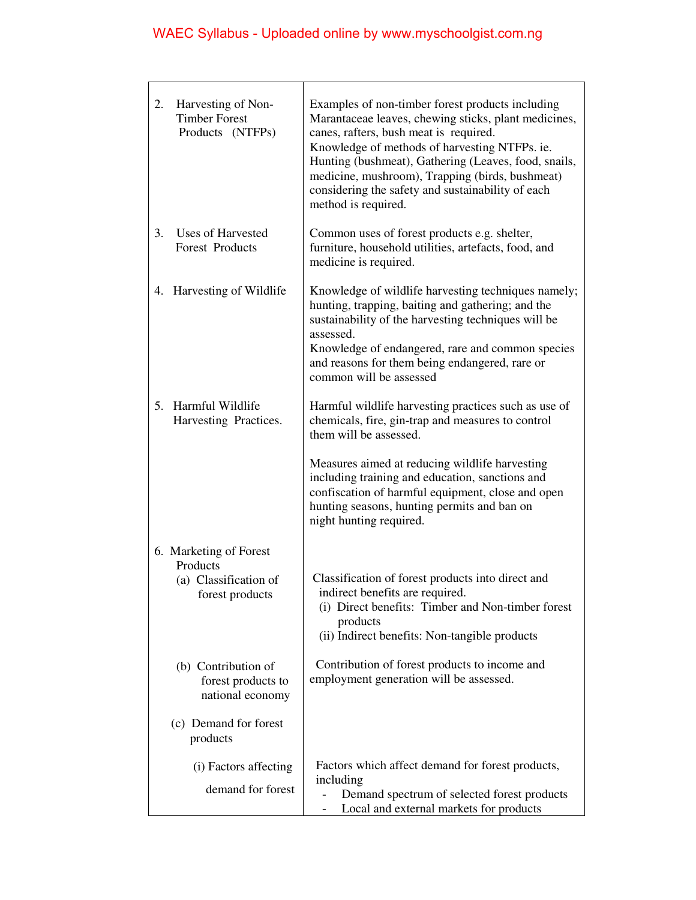| | |
|---|---|
| 2. Harvesting of Non-Timber Forest Products (NTFPs) | Examples of non-timber forest products including Marantaceae leaves, chewing sticks, plant medicines, canes, rafters, bush meat is required.<br>Knowledge of methods of harvesting NTFPs. ie. Hunting (bushmeat), Gathering (Leaves, food, snails, medicine, mushroom), Trapping (birds, bushmeat) considering the safety and sustainability of each method is required. |
| 3. Uses of Harvested Forest Products | Common uses of forest products e.g. shelter, furniture, household utilities, artefacts, food, and medicine is required. |
| 4. Harvesting of Wildlife | Knowledge of wildlife harvesting techniques namely; hunting, trapping, baiting and gathering; and the sustainability of the harvesting techniques will be assessed.<br>Knowledge of endangered, rare and common species and reasons for them being endangered, rare or common will be assessed |
| 5. Harmful Wildlife Harvesting Practices. | Harmful wildlife harvesting practices such as use of chemicals, fire, gin-trap and measures to control them will be assessed.<br><br>Measures aimed at reducing wildlife harvesting including training and education, sanctions and confiscation of harmful equipment, close and open hunting seasons, hunting permits and ban on night hunting required. |
| 6. Marketing of Forest Products<br>(a) Classification of forest products | Classification of forest products into direct and indirect benefits are required.<br>(i) Direct benefits: Timber and Non-timber forest products<br>(ii) Indirect benefits: Non-tangible products |
| (b) Contribution of forest products to national economy | Contribution of forest products to income and employment generation will be assessed. |
| (c) Demand for forest products | |
| (i) Factors affecting demand for forest | Factors which affect demand for forest products, including<br>- Demand spectrum of selected forest products<br>- Local and external markets for products |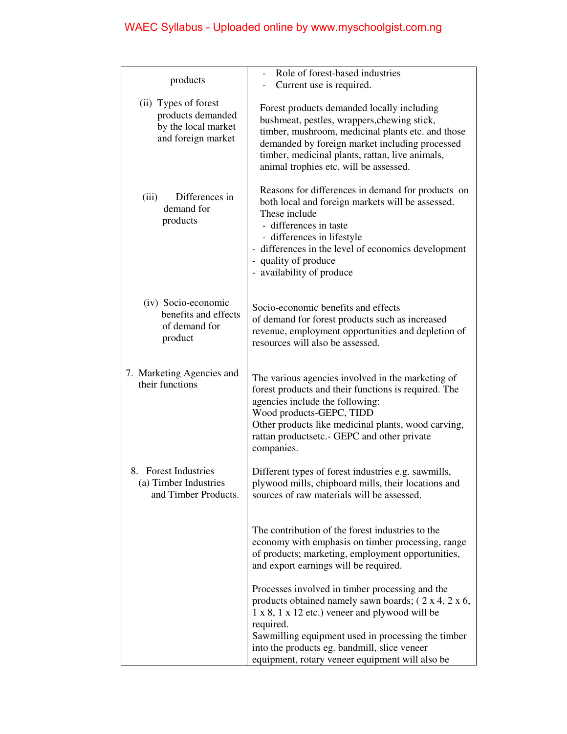| | |
|---|---|
| products | - Role of forest-based industries<br>- Current use is required. |
| (ii) Types of forest products demanded by the local market and foreign market | Forest products demanded locally including bushmeat, pestles, wrappers,chewing stick, timber, mushroom, medicinal plants etc. and those demanded by foreign market including processed timber, medicinal plants, rattan, live animals, animal trophies etc. will be assessed. |
| (iii) Differences in demand for products | Reasons for differences in demand for products on both local and foreign markets will be assessed. These include<br>- differences in taste<br>- differences in lifestyle<br>- differences in the level of economics development<br>- quality of produce<br>- availability of produce |
| (iv) Socio-economic benefits and effects of demand for product | Socio-economic benefits and effects of demand for forest products such as increased revenue, employment opportunities and depletion of resources will also be assessed. |
| 7. Marketing Agencies and their functions | The various agencies involved in the marketing of forest products and their functions is required. The agencies include the following:<br>Wood products-GEPC, TIDD<br>Other products like medicinal plants, wood carving, rattan productsetc.- GEPC and other private companies. |
| 8. Forest Industries<br>(a) Timber Industries and Timber Products. | Different types of forest industries e.g. sawmills, plywood mills, chipboard mills, their locations and sources of raw materials will be assessed.<br><br>The contribution of the forest industries to the economy with emphasis on timber processing, range of products; marketing, employment opportunities, and export earnings will be required.<br><br>Processes involved in timber processing and the products obtained namely sawn boards; ( 2 x 4, 2 x 6, 1 x 8, 1 x 12 etc.) veneer and plywood will be required.<br>Sawmilling equipment used in processing the timber into the products eg. bandmill, slice veneer equipment, rotary veneer equipment will also be |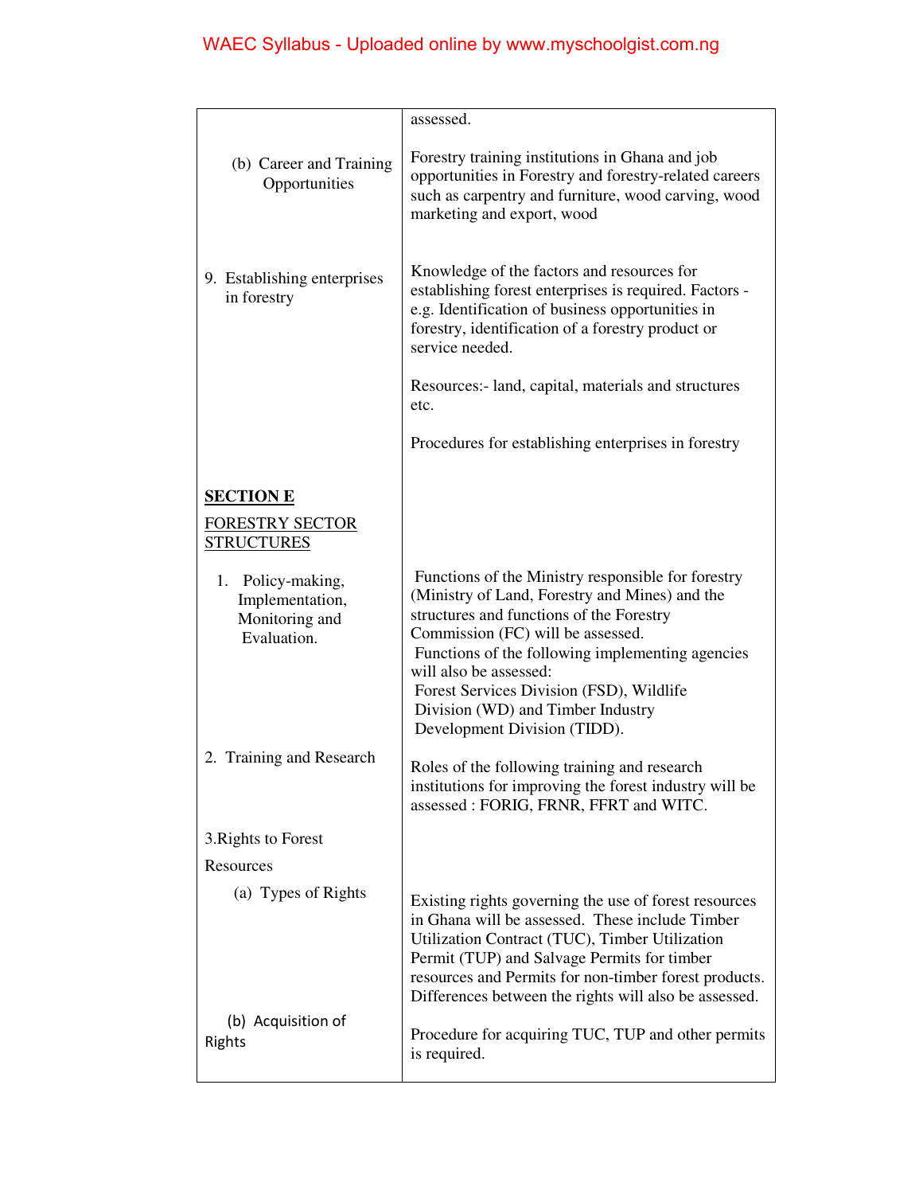| | |
|---|---|
| | assessed. |
| (b) Career and Training Opportunities | Forestry training institutions in Ghana and job opportunities in Forestry and forestry-related careers such as carpentry and furniture, wood carving, wood marketing and export, wood |
| 9. Establishing enterprises in forestry | Knowledge of the factors and resources for establishing forest enterprises is required. Factors - e.g. Identification of business opportunities in forestry, identification of a forestry product or service needed.<br><br>Resources:- land, capital, materials and structures etc.<br><br>Procedures for establishing enterprises in forestry |
| **SECTION E**<br><br>FORESTRY SECTOR STRUCTURES | |
| 1. Policy-making, Implementation, Monitoring and Evaluation. | Functions of the Ministry responsible for forestry (Ministry of Land, Forestry and Mines) and the structures and functions of the Forestry Commission (FC) will be assessed.<br>Functions of the following implementing agencies will also be assessed:<br>Forest Services Division (FSD), Wildlife Division (WD) and Timber Industry Development Division (TIDD). |
| 2. Training and Research | Roles of the following training and research institutions for improving the forest industry will be assessed : FORIG, FRNR, FFRT and WITC. |
| 3.Rights to Forest Resources | |
| (a) Types of Rights | Existing rights governing the use of forest resources in Ghana will be assessed. These include Timber Utilization Contract (TUC), Timber Utilization Permit (TUP) and Salvage Permits for timber resources and Permits for non-timber forest products. Differences between the rights will also be assessed. |
| (b) Acquisition of Rights | Procedure for acquiring TUC, TUP and other permits is required. |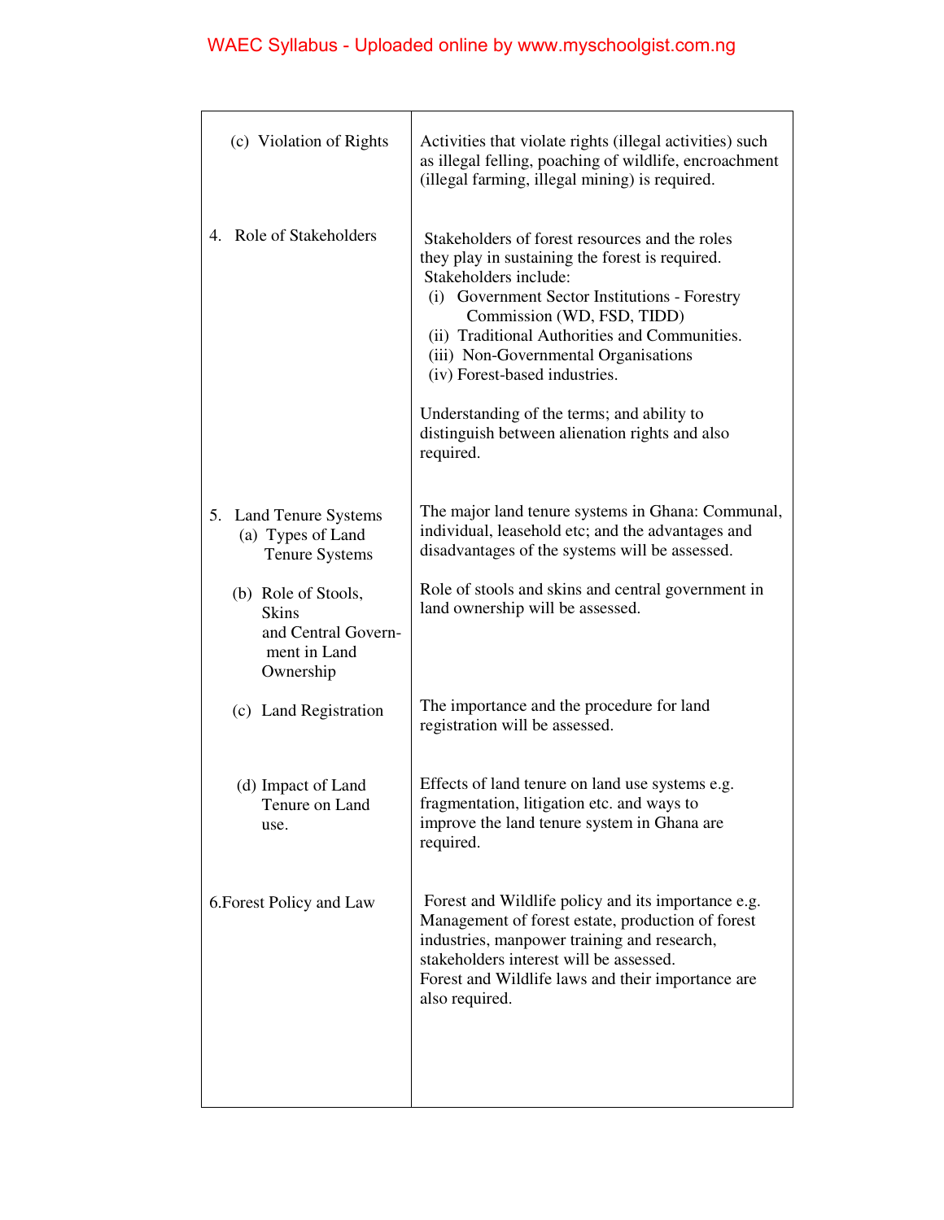| | |
|---|---|
| (c) Violation of Rights | Activities that violate rights (illegal activities) such as illegal felling, poaching of wildlife, encroachment (illegal farming, illegal mining) is required. |
| 4. Role of Stakeholders | Stakeholders of forest resources and the roles they play in sustaining the forest is required.<br>Stakeholders include:<br>(i) Government Sector Institutions - Forestry Commission (WD, FSD, TIDD)<br>(ii) Traditional Authorities and Communities.<br>(iii) Non-Governmental Organisations<br>(iv) Forest-based industries.<br><br>Understanding of the terms; and ability to distinguish between alienation rights and also required. |
| 5. Land Tenure Systems<br>(a) Types of Land Tenure Systems | The major land tenure systems in Ghana: Communal, individual, leasehold etc; and the advantages and disadvantages of the systems will be assessed. |
| (b) Role of Stools, Skins and Central Government in Land Ownership | Role of stools and skins and central government in land ownership will be assessed. |
| (c) Land Registration | The importance and the procedure for land registration will be assessed. |
| (d) Impact of Land Tenure on Land use. | Effects of land tenure on land use systems e.g. fragmentation, litigation etc. and ways to improve the land tenure system in Ghana are required. |
| 6.Forest Policy and Law | Forest and Wildlife policy and its importance e.g. Management of forest estate, production of forest industries, manpower training and research, stakeholders interest will be assessed.<br>Forest and Wildlife laws and their importance are also required. |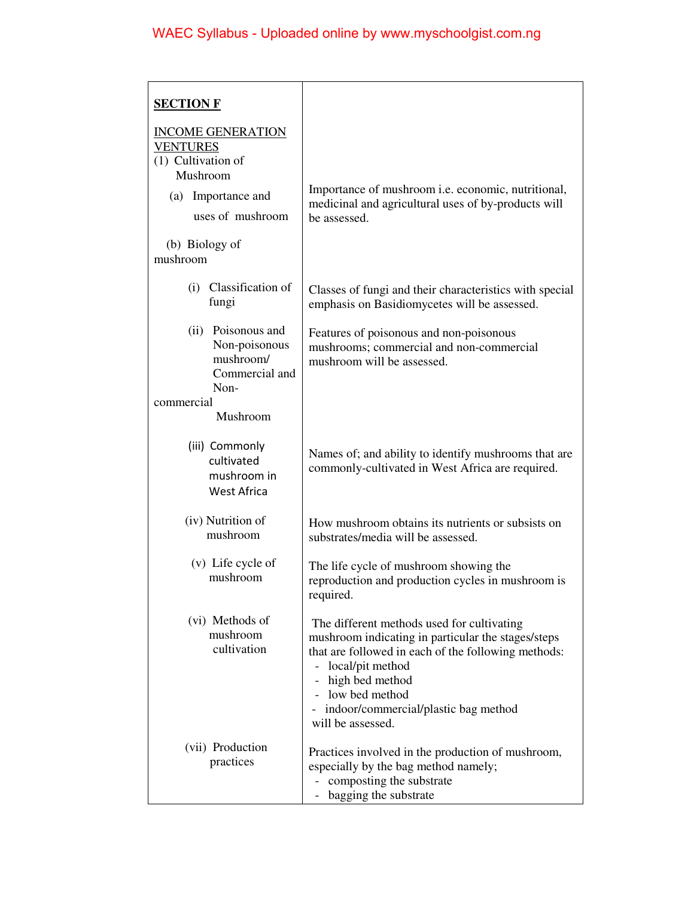| **SECTION F**<br><br>INCOME GENERATION VENTURES<br>(1) Cultivation of Mushroom | |
|---|---|
| (a) Importance and uses of mushroom | Importance of mushroom i.e. economic, nutritional, medicinal and agricultural uses of by-products will be assessed. |
| (b) Biology of mushroom | |
| (i) Classification of fungi | Classes of fungi and their characteristics with special emphasis on Basidiomycetes will be assessed. |
| (ii) Poisonous and Non-poisonous mushroom/ Commercial and Non-commercial Mushroom | Features of poisonous and non-poisonous mushrooms; commercial and non-commercial mushroom will be assessed. |
| (iii) Commonly cultivated mushroom in West Africa | Names of; and ability to identify mushrooms that are commonly-cultivated in West Africa are required. |
| (iv) Nutrition of mushroom | How mushroom obtains its nutrients or subsists on substrates/media will be assessed. |
| (v) Life cycle of mushroom | The life cycle of mushroom showing the reproduction and production cycles in mushroom is required. |
| (vi) Methods of mushroom cultivation | The different methods used for cultivating mushroom indicating in particular the stages/steps that are followed in each of the following methods:<br>- local/pit method<br>- high bed method<br>- low bed method<br>- indoor/commercial/plastic bag method<br>will be assessed. |
| (vii) Production practices | Practices involved in the production of mushroom, especially by the bag method namely;<br>- composting the substrate<br>- bagging the substrate |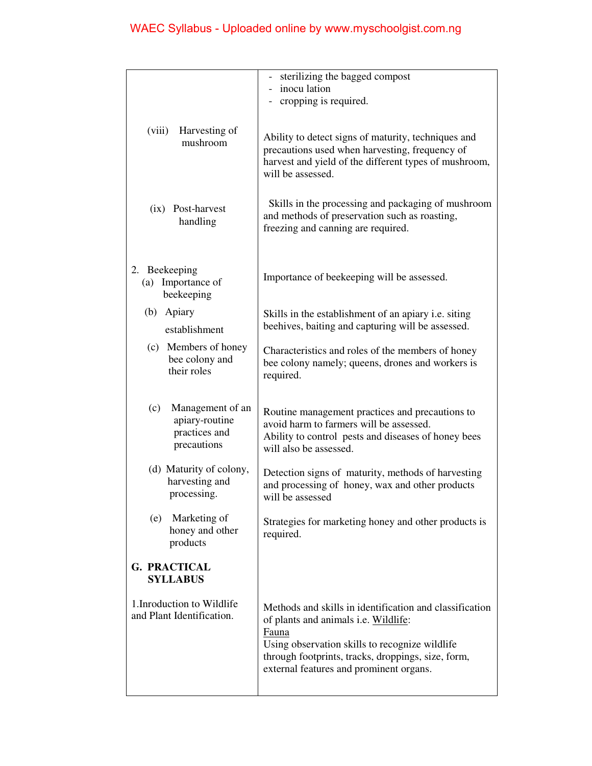| | |
|---|---|
| | - sterilizing the bagged compost<br>- inocu lation<br>- cropping is required. |
| (viii) Harvesting of mushroom | Ability to detect signs of maturity, techniques and precautions used when harvesting, frequency of harvest and yield of the different types of mushroom, will be assessed. |
| (ix) Post-harvest handling | Skills in the processing and packaging of mushroom and methods of preservation such as roasting, freezing and canning are required. |
| 2. Beekeeping<br>(a) Importance of beekeeping | Importance of beekeeping will be assessed. |
| (b) Apiary establishment | Skills in the establishment of an apiary i.e. siting beehives, baiting and capturing will be assessed. |
| (c) Members of honey bee colony and their roles | Characteristics and roles of the members of honey bee colony namely; queens, drones and workers is required. |
| (c) Management of an apiary-routine practices and precautions | Routine management practices and precautions to avoid harm to farmers will be assessed.<br>Ability to control pests and diseases of honey bees will also be assessed. |
| (d) Maturity of colony, harvesting and processing. | Detection signs of maturity, methods of harvesting and processing of honey, wax and other products will be assessed |
| (e) Marketing of honey and other products | Strategies for marketing honey and other products is required. |
| **G. PRACTICAL SYLLABUS** | |
| 1.Inroduction to Wildlife and Plant Identification. | Methods and skills in identification and classification of plants and animals i.e. Wildlife:<br>Fauna<br>Using observation skills to recognize wildlife through footprints, tracks, droppings, size, form, external features and prominent organs. |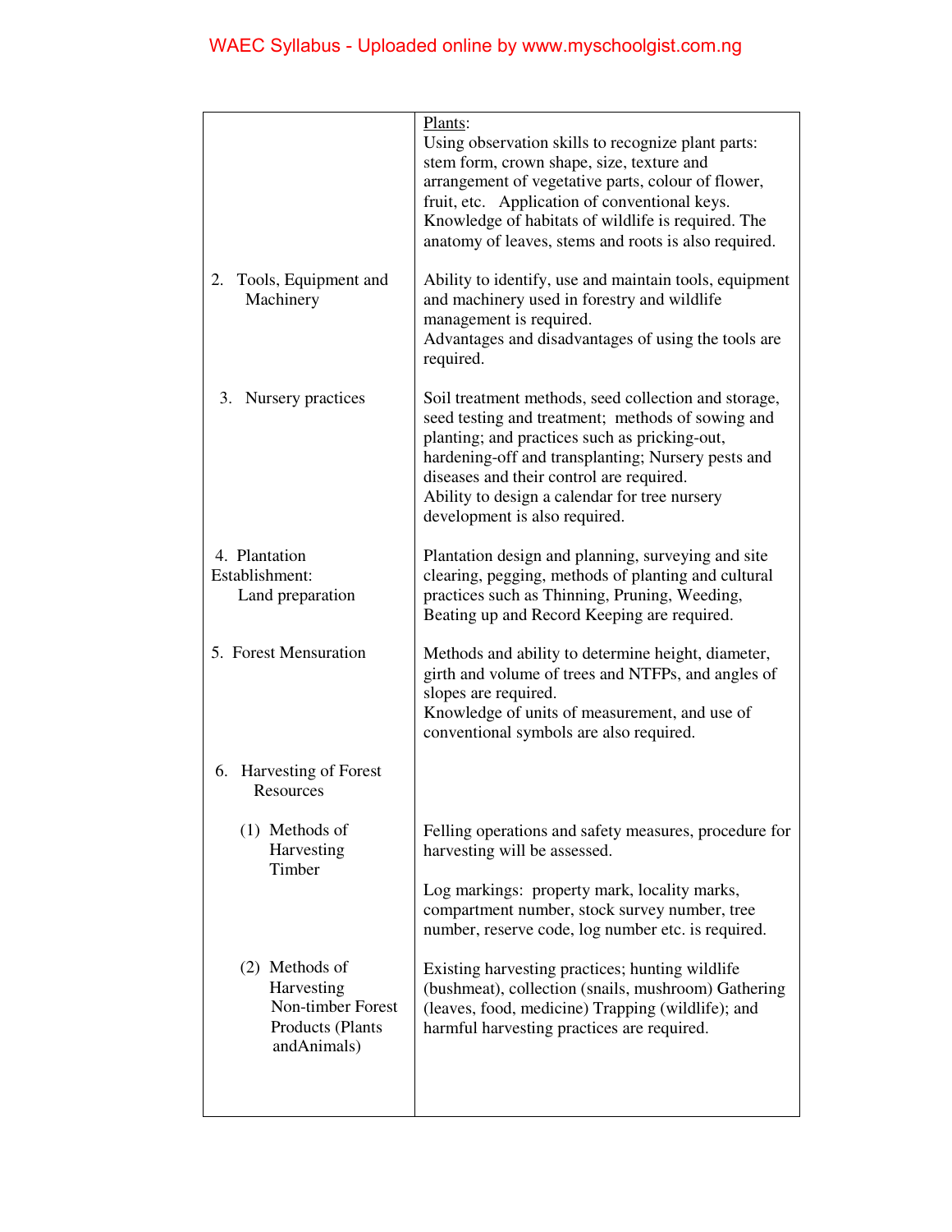| | |
|---|---|
| | Plants:<br>Using observation skills to recognize plant parts: stem form, crown shape, size, texture and arrangement of vegetative parts, colour of flower, fruit, etc. Application of conventional keys. Knowledge of habitats of wildlife is required. The anatomy of leaves, stems and roots is also required. |
| 2. Tools, Equipment and Machinery | Ability to identify, use and maintain tools, equipment and machinery used in forestry and wildlife management is required.<br>Advantages and disadvantages of using the tools are required. |
| 3. Nursery practices | Soil treatment methods, seed collection and storage, seed testing and treatment; methods of sowing and planting; and practices such as pricking-out, hardening-off and transplanting; Nursery pests and diseases and their control are required.<br>Ability to design a calendar for tree nursery development is also required. |
| 4. Plantation Establishment: Land preparation | Plantation design and planning, surveying and site clearing, pegging, methods of planting and cultural practices such as Thinning, Pruning, Weeding, Beating up and Record Keeping are required. |
| 5. Forest Mensuration | Methods and ability to determine height, diameter, girth and volume of trees and NTFPs, and angles of slopes are required.<br>Knowledge of units of measurement, and use of conventional symbols are also required. |
| 6. Harvesting of Forest Resources | |
| (1) Methods of Harvesting Timber | Felling operations and safety measures, procedure for harvesting will be assessed.<br><br>Log markings: property mark, locality marks, compartment number, stock survey number, tree number, reserve code, log number etc. is required. |
| (2) Methods of Harvesting Non-timber Forest Products (Plants andAnimals) | Existing harvesting practices; hunting wildlife (bushmeat), collection (snails, mushroom) Gathering (leaves, food, medicine) Trapping (wildlife); and harmful harvesting practices are required. |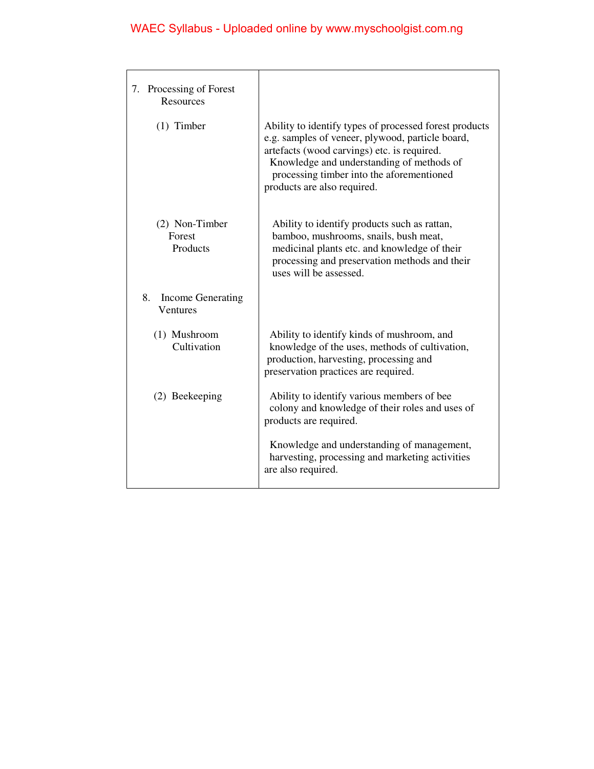| | |
|---|---|
| 7. Processing of Forest Resources | |
| (1) Timber | Ability to identify types of processed forest products e.g. samples of veneer, plywood, particle board, artefacts (wood carvings) etc. is required. Knowledge and understanding of methods of processing timber into the aforementioned products are also required. |
| (2) Non-Timber Forest Products | Ability to identify products such as rattan, bamboo, mushrooms, snails, bush meat, medicinal plants etc. and knowledge of their processing and preservation methods and their uses will be assessed. |
| 8. Income Generating Ventures | |
| (1) Mushroom Cultivation | Ability to identify kinds of mushroom, and knowledge of the uses, methods of cultivation, production, harvesting, processing and preservation practices are required. |
| (2) Beekeeping | Ability to identify various members of bee colony and knowledge of their roles and uses of products are required.<br><br>Knowledge and understanding of management, harvesting, processing and marketing activities are also required. |